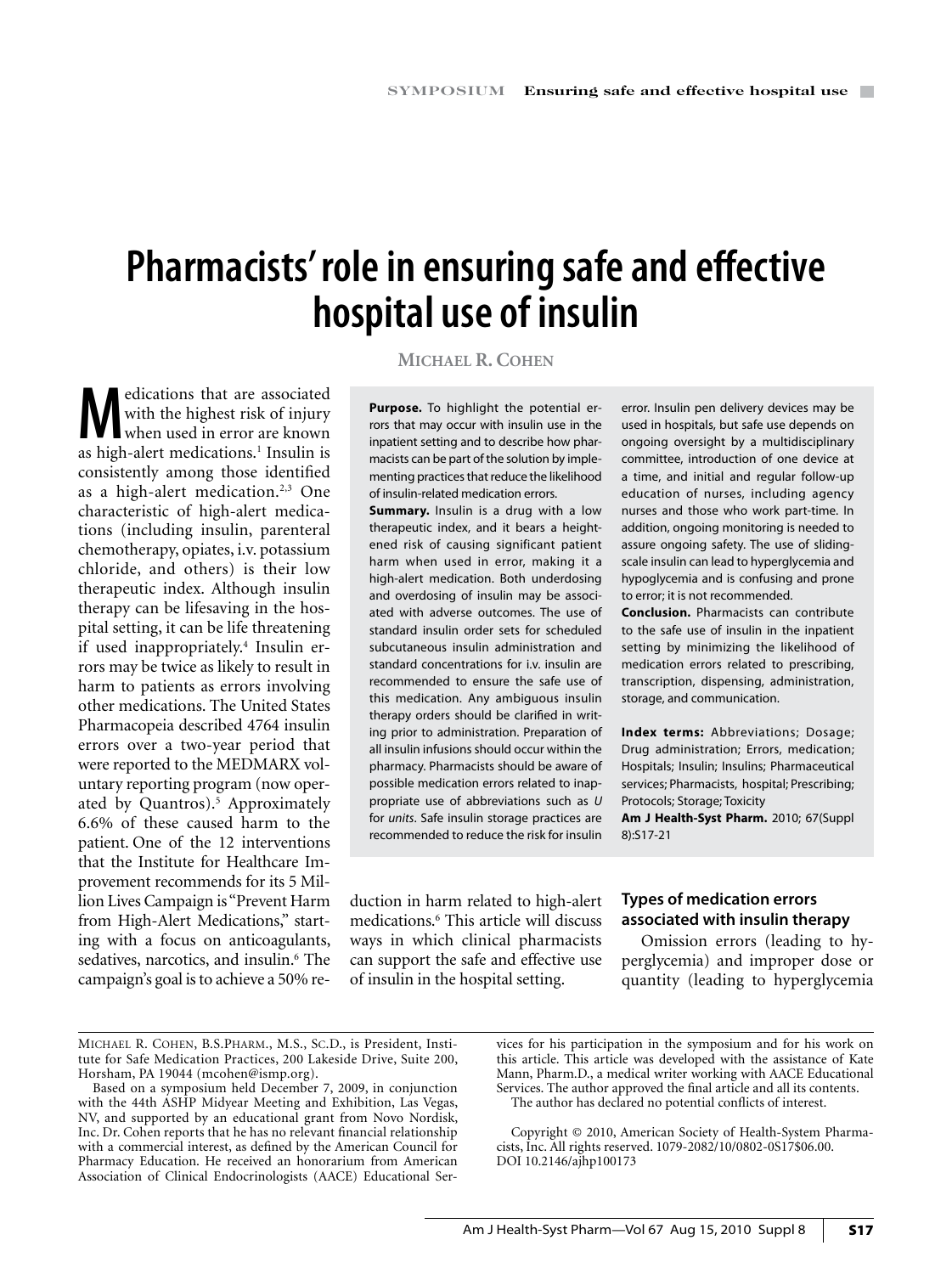# Pharmacists' role in ensuring safe and effective hospital use of insulin

**Michael R. Cohen**

**Purpose.** To highlight the potential errors that may occur with insulin use in the inpatient setting and to describe how pharmacists can be part of the solution by implementing practices that reduce the likelihood of insulin-related medication errors.

**Summary.** Insulin is a drug with a low therapeutic index, and it bears a heightened risk of causing significant patient harm when used in error, making it a high-alert medication. Both underdosing and overdosing of insulin may be associated with adverse outcomes. The use of standard insulin order sets for scheduled subcutaneous insulin administration and standard concentrations for i.v. insulin are recommended to ensure the safe use of this medication. Any ambiguous insulin therapy orders should be clarified in writing prior to administration. Preparation of all insulin infusions should occur within the pharmacy. Pharmacists should be aware of possible medication errors related to inappropriate use of abbreviations such as *U* for *units*. Safe insulin storage practices are recommended to reduce the risk for insulin error. Insulin pen delivery devices may be used in hospitals, but safe use depends on ongoing oversight by a multidisciplinary committee, introduction of one device at a time, and initial and regular follow-up education of nurses, including agency nurses and those who work part-time. In addition, ongoing monitoring is needed to assure ongoing safety. The use of sliding-scale insulin can lead to hyperglycemia and hypoglycemia and is confusing and prone to error; it is not recommended.

**Conclusion.** Pharmacists can contribute to the safe use of insulin in the inpatient setting by minimizing the likelihood of medication errors related to prescribing, transcription, dispensing, administration, storage, and communication.

**Index terms:** Abbreviations; Dosage; Drug administration; Errors, medication; Hospitals; Insulin; Insulins; Pharmaceutical services; Pharmacists, hospital; Prescribing; Protocols; Storage; Toxicity

**Am J Health-Syst Pharm.** 2010; 67(Suppl 8):S17-21

Medications that are associated with the highest risk of injury when used in error are known as high-alert medications.[1] Insulin is consistently among those identified as a high-alert medication.[2,3] One characteristic of high-alert medications (including insulin, parenteral chemotherapy, opiates, i.v. potassium chloride, and others) is their low therapeutic index. Although insulin therapy can be lifesaving in the hospital setting, it can be life threatening if used inappropriately.[4] Insulin errors may be twice as likely to result in harm to patients as errors involving other medications. The United States Pharmacopeia described 4764 insulin errors over a two-year period that were reported to the MEDMARX voluntary reporting program (now operated by Quantros).[5] Approximately 6.6% of these caused harm to the patient. One of the 12 interventions that the Institute for Healthcare Improvement recommends for its 5 Million Lives Campaign is "Prevent Harm from High-Alert Medications," starting with a focus on anticoagulants, sedatives, narcotics, and insulin.[6] The campaign's goal is to achieve a 50% reduction in harm related to high-alert medications.[6] This article will discuss ways in which clinical pharmacists can support the safe and effective use of insulin in the hospital setting.

## Types of medication errors associated with insulin therapy

Omission errors (leading to hyperglycemia) and improper dose or quantity (leading to hyperglycemia

---

Michael R. Cohen, B.S.Pharm., M.S., Sc.D., is President, Institute for Safe Medication Practices, 200 Lakeside Drive, Suite 200, Horsham, PA 19044 (mcohen@ismp.org).

Based on a symposium held December 7, 2009, in conjunction with the 44th ASHP Midyear Meeting and Exhibition, Las Vegas, NV, and supported by an educational grant from Novo Nordisk, Inc. Dr. Cohen reports that he has no relevant financial relationship with a commercial interest, as defined by the American Council for Pharmacy Education. He received an honorarium from American Association of Clinical Endocrinologists (AACE) Educational Services for his participation in the symposium and for his work on this article. This article was developed with the assistance of Kate Mann, Pharm.D., a medical writer working with AACE Educational Services. The author approved the final article and all its contents.

The author has declared no potential conflicts of interest.

Copyright © 2010, American Society of Health-System Pharmacists, Inc. All rights reserved. 1079-2082/10/0802-0S17$06.00.
DOI 10.2146/ajhp100173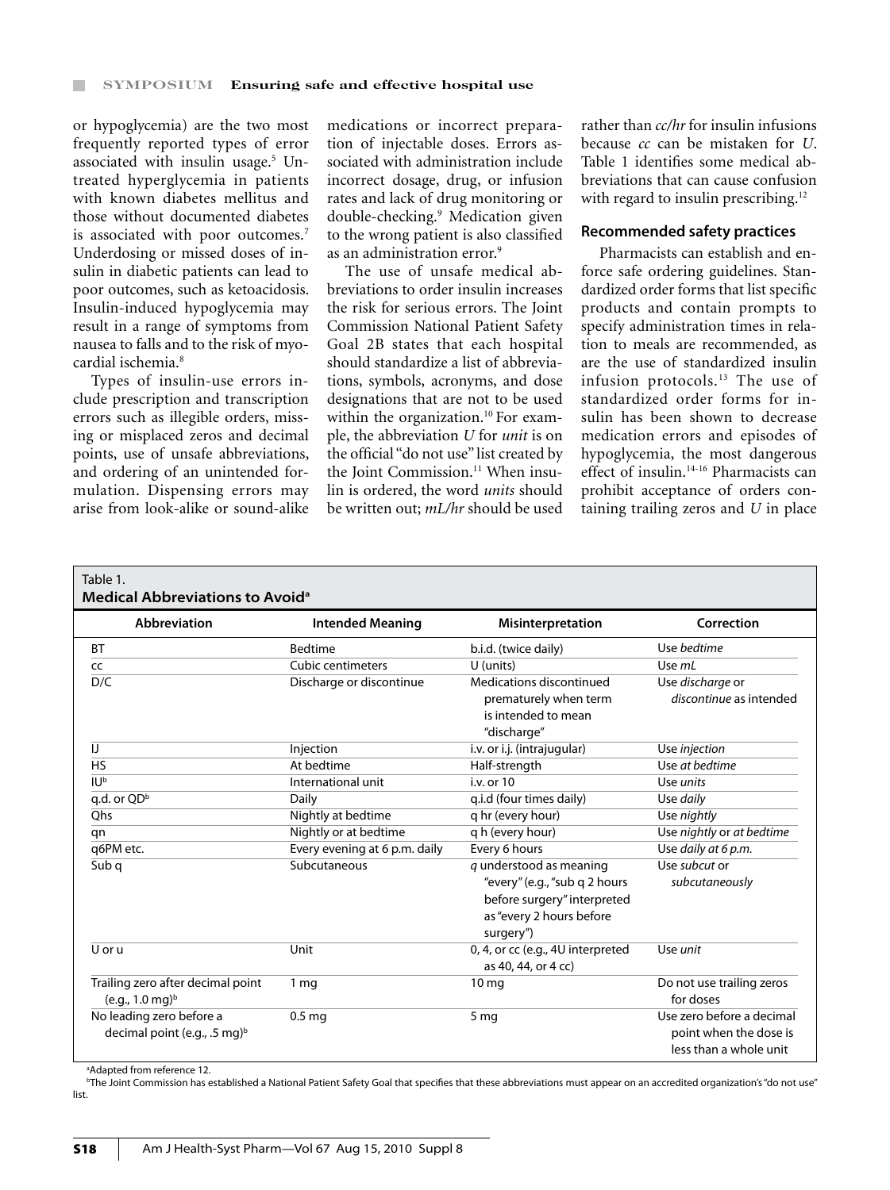or hypoglycemia) are the two most frequently reported types of error associated with insulin usage.[5] Untreated hyperglycemia in patients with known diabetes mellitus and those without documented diabetes is associated with poor outcomes.[7] Underdosing or missed doses of insulin in diabetic patients can lead to poor outcomes, such as ketoacidosis. Insulin-induced hypoglycemia may result in a range of symptoms from nausea to falls and to the risk of myocardial ischemia.[8]

Types of insulin-use errors include prescription and transcription errors such as illegible orders, missing or misplaced zeros and decimal points, use of unsafe abbreviations, and ordering of an unintended formulation. Dispensing errors may arise from look-alike or sound-alike medications or incorrect preparation of injectable doses. Errors associated with administration include incorrect dosage, drug, or infusion rates and lack of drug monitoring or double-checking.[9] Medication given to the wrong patient is also classified as an administration error.[9]

The use of unsafe medical abbreviations to order insulin increases the risk for serious errors. The Joint Commission National Patient Safety Goal 2B states that each hospital should standardize a list of abbreviations, symbols, acronyms, and dose designations that are not to be used within the organization.[10] For example, the abbreviation *U* for *unit* is on the official "do not use" list created by the Joint Commission.[11] When insulin is ordered, the word *units* should be written out; *mL/hr* should be used rather than *cc/hr* for insulin infusions because *cc* can be mistaken for *U*. Table 1 identifies some medical abbreviations that can cause confusion with regard to insulin prescribing.[12]

### Recommended safety practices

Pharmacists can establish and enforce safe ordering guidelines. Standardized order forms that list specific products and contain prompts to specify administration times in relation to meals are recommended, as are the use of standardized insulin infusion protocols.[13] The use of standardized order forms for insulin has been shown to decrease medication errors and episodes of hypoglycemia, the most dangerous effect of insulin.[14-16] Pharmacists can prohibit acceptance of orders containing trailing zeros and *U* in place

Table 1.
**Medical Abbreviations to Avoid**[a]

| Abbreviation | Intended Meaning | Misinterpretation | Correction |
|---|---|---|---|
| BT | Bedtime | b.i.d. (twice daily) | Use *bedtime* |
| cc | Cubic centimeters | U (units) | Use *mL* |
| D/C | Discharge or discontinue | Medications discontinued prematurely when term is intended to mean "discharge" | Use *discharge* or *discontinue* as intended |
| IJ | Injection | i.v. or i.j. (intrajugular) | Use *injection* |
| HS | At bedtime | Half-strength | Use *at bedtime* |
| IU[b] | International unit | i.v. or 10 | Use *units* |
| q.d. or QD[b] | Daily | q.i.d (four times daily) | Use *daily* |
| Qhs | Nightly at bedtime | q hr (every hour) | Use *nightly* |
| qn | Nightly or at bedtime | q h (every hour) | Use *nightly* or *at bedtime* |
| q6PM etc. | Every evening at 6 p.m. daily | Every 6 hours | Use *daily at 6 p.m.* |
| Sub q | Subcutaneous | *q* understood as meaning "every" (e.g., "sub q 2 hours before surgery" interpreted as "every 2 hours before surgery") | Use *subcut* or *subcutaneously* |
| U or u | Unit | 0, 4, or cc (e.g., 4U interpreted as 40, 44, or 4 cc) | Use *unit* |
| Trailing zero after decimal point (e.g., 1.0 mg)[b] | 1 mg | 10 mg | Do not use trailing zeros for doses |
| No leading zero before a decimal point (e.g., .5 mg)[b] | 0.5 mg | 5 mg | Use zero before a decimal point when the dose is less than a whole unit |

[a]Adapted from reference 12.
[b]The Joint Commission has established a National Patient Safety Goal that specifies that these abbreviations must appear on an accredited organization's "do not use" list.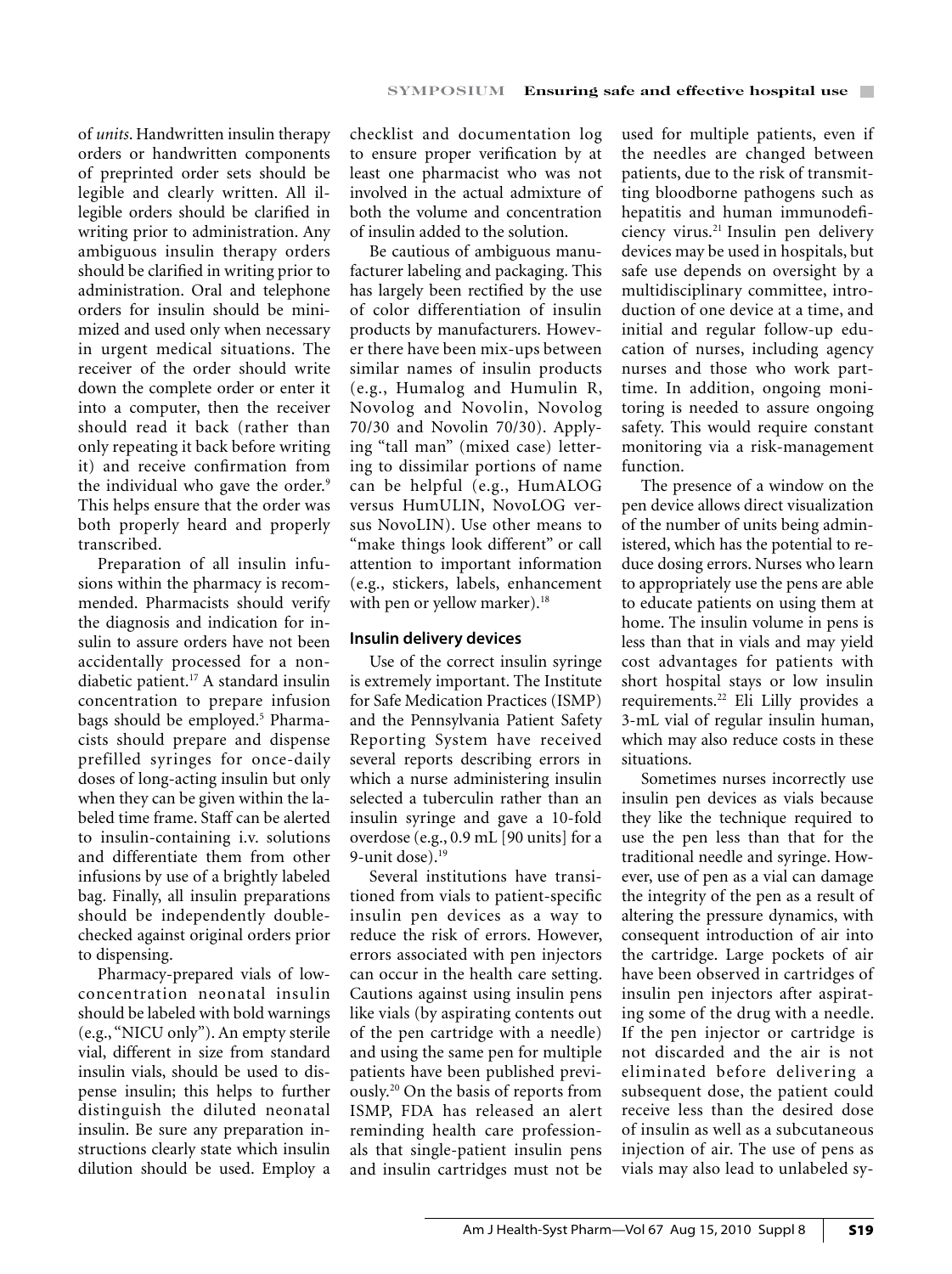of *units*. Handwritten insulin therapy orders or handwritten components of preprinted order sets should be legible and clearly written. All illegible orders should be clarified in writing prior to administration. Any ambiguous insulin therapy orders should be clarified in writing prior to administration. Oral and telephone orders for insulin should be minimized and used only when necessary in urgent medical situations. The receiver of the order should write down the complete order or enter it into a computer, then the receiver should read it back (rather than only repeating it back before writing it) and receive confirmation from the individual who gave the order.[9] This helps ensure that the order was both properly heard and properly transcribed.

Preparation of all insulin infusions within the pharmacy is recommended. Pharmacists should verify the diagnosis and indication for insulin to assure orders have not been accidentally processed for a nondiabetic patient.[17] A standard insulin concentration to prepare infusion bags should be employed.[5] Pharmacists should prepare and dispense prefilled syringes for once-daily doses of long-acting insulin but only when they can be given within the labeled time frame. Staff can be alerted to insulin-containing i.v. solutions and differentiate them from other infusions by use of a brightly labeled bag. Finally, all insulin preparations should be independently double-checked against original orders prior to dispensing.

Pharmacy-prepared vials of low-concentration neonatal insulin should be labeled with bold warnings (e.g., "NICU only"). An empty sterile vial, different in size from standard insulin vials, should be used to dispense insulin; this helps to further distinguish the diluted neonatal insulin. Be sure any preparation instructions clearly state which insulin dilution should be used. Employ a checklist and documentation log to ensure proper verification by at least one pharmacist who was not involved in the actual admixture of both the volume and concentration of insulin added to the solution.

Be cautious of ambiguous manufacturer labeling and packaging. This has largely been rectified by the use of color differentiation of insulin products by manufacturers. However there have been mix-ups between similar names of insulin products (e.g., Humalog and Humulin R, Novolog and Novolin, Novolog 70/30 and Novolin 70/30). Applying "tall man" (mixed case) lettering to dissimilar portions of name can be helpful (e.g., HumALOG versus HumULIN, NovoLOG versus NovoLIN). Use other means to "make things look different" or call attention to important information (e.g., stickers, labels, enhancement with pen or yellow marker).[18]

### Insulin delivery devices

Use of the correct insulin syringe is extremely important. The Institute for Safe Medication Practices (ISMP) and the Pennsylvania Patient Safety Reporting System have received several reports describing errors in which a nurse administering insulin selected a tuberculin rather than an insulin syringe and gave a 10-fold overdose (e.g., 0.9 mL [90 units] for a 9-unit dose).[19]

Several institutions have transitioned from vials to patient-specific insulin pen devices as a way to reduce the risk of errors. However, errors associated with pen injectors can occur in the health care setting. Cautions against using insulin pens like vials (by aspirating contents out of the pen cartridge with a needle) and using the same pen for multiple patients have been published previously.[20] On the basis of reports from ISMP, FDA has released an alert reminding health care professionals that single-patient insulin pens and insulin cartridges must not be used for multiple patients, even if the needles are changed between patients, due to the risk of transmitting bloodborne pathogens such as hepatitis and human immunodeficiency virus.[21] Insulin pen delivery devices may be used in hospitals, but safe use depends on oversight by a multidisciplinary committee, introduction of one device at a time, and initial and regular follow-up education of nurses, including agency nurses and those who work part-time. In addition, ongoing monitoring is needed to assure ongoing safety. This would require constant monitoring via a risk-management function.

The presence of a window on the pen device allows direct visualization of the number of units being administered, which has the potential to reduce dosing errors. Nurses who learn to appropriately use the pens are able to educate patients on using them at home. The insulin volume in pens is less than that in vials and may yield cost advantages for patients with short hospital stays or low insulin requirements.[22] Eli Lilly provides a 3-mL vial of regular insulin human, which may also reduce costs in these situations.

Sometimes nurses incorrectly use insulin pen devices as vials because they like the technique required to use the pen less than that for the traditional needle and syringe. However, use of pen as a vial can damage the integrity of the pen as a result of altering the pressure dynamics, with consequent introduction of air into the cartridge. Large pockets of air have been observed in cartridges of insulin pen injectors after aspirating some of the drug with a needle. If the pen injector or cartridge is not discarded and the air is not eliminated before delivering a subsequent dose, the patient could receive less than the desired dose of insulin as well as a subcutaneous injection of air. The use of pens as vials may also lead to unlabeled sy-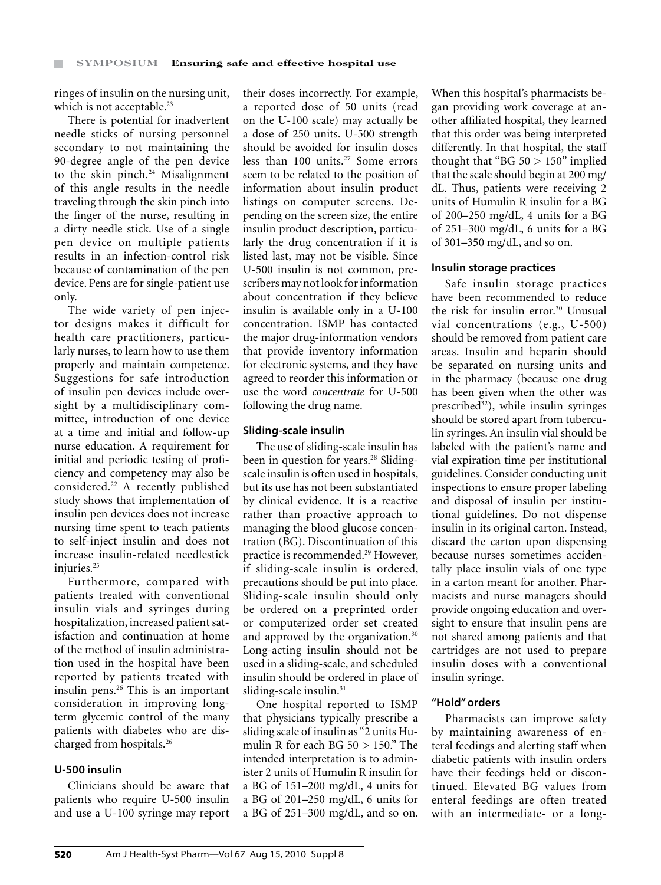ringes of insulin on the nursing unit, which is not acceptable.[23]

There is potential for inadvertent needle sticks of nursing personnel secondary to not maintaining the 90-degree angle of the pen device to the skin pinch.[24] Misalignment of this angle results in the needle traveling through the skin pinch into the finger of the nurse, resulting in a dirty needle stick. Use of a single pen device on multiple patients results in an infection-control risk because of contamination of the pen device. Pens are for single-patient use only.

The wide variety of pen injector designs makes it difficult for health care practitioners, particularly nurses, to learn how to use them properly and maintain competence. Suggestions for safe introduction of insulin pen devices include oversight by a multidisciplinary committee, introduction of one device at a time and initial and follow-up nurse education. A requirement for initial and periodic testing of proficiency and competency may also be considered.[22] A recently published study shows that implementation of insulin pen devices does not increase nursing time spent to teach patients to self-inject insulin and does not increase insulin-related needlestick injuries.[25]

Furthermore, compared with patients treated with conventional insulin vials and syringes during hospitalization, increased patient satisfaction and continuation at home of the method of insulin administration used in the hospital have been reported by patients treated with insulin pens.[26] This is an important consideration in improving long-term glycemic control of the many patients with diabetes who are discharged from hospitals.[26]

#### U-500 insulin

Clinicians should be aware that patients who require U-500 insulin and use a U-100 syringe may report their doses incorrectly. For example, a reported dose of 50 units (read on the U-100 scale) may actually be a dose of 250 units. U-500 strength should be avoided for insulin doses less than 100 units.[27] Some errors seem to be related to the position of information about insulin product listings on computer screens. Depending on the screen size, the entire insulin product description, particularly the drug concentration if it is listed last, may not be visible. Since U-500 insulin is not common, prescribers may not look for information about concentration if they believe insulin is available only in a U-100 concentration. ISMP has contacted the major drug-information vendors that provide inventory information for electronic systems, and they have agreed to reorder this information or use the word *concentrate* for U-500 following the drug name.

#### Sliding-scale insulin

The use of sliding-scale insulin has been in question for years.[28] Sliding-scale insulin is often used in hospitals, but its use has not been substantiated by clinical evidence. It is a reactive rather than proactive approach to managing the blood glucose concentration (BG). Discontinuation of this practice is recommended.[29] However, if sliding-scale insulin is ordered, precautions should be put into place. Sliding-scale insulin should only be ordered on a preprinted order or computerized order set created and approved by the organization.[30] Long-acting insulin should not be used in a sliding-scale, and scheduled insulin should be ordered in place of sliding-scale insulin.[31]

One hospital reported to ISMP that physicians typically prescribe a sliding scale of insulin as "2 units Humulin R for each BG 50 > 150." The intended interpretation is to administer 2 units of Humulin R insulin for a BG of 151–200 mg/dL, 4 units for a BG of 201–250 mg/dL, 6 units for a BG of 251–300 mg/dL, and so on. When this hospital's pharmacists began providing work coverage at another affiliated hospital, they learned that this order was being interpreted differently. In that hospital, the staff thought that "BG 50 > 150" implied that the scale should begin at 200 mg/dL. Thus, patients were receiving 2 units of Humulin R insulin for a BG of 200–250 mg/dL, 4 units for a BG of 251–300 mg/dL, 6 units for a BG of 301–350 mg/dL, and so on.

#### Insulin storage practices

Safe insulin storage practices have been recommended to reduce the risk for insulin error.[30] Unusual vial concentrations (e.g., U-500) should be removed from patient care areas. Insulin and heparin should be separated on nursing units and in the pharmacy (because one drug has been given when the other was prescribed[32]), while insulin syringes should be stored apart from tuberculin syringes. An insulin vial should be labeled with the patient's name and vial expiration time per institutional guidelines. Consider conducting unit inspections to ensure proper labeling and disposal of insulin per institutional guidelines. Do not dispense insulin in its original carton. Instead, discard the carton upon dispensing because nurses sometimes accidentally place insulin vials of one type in a carton meant for another. Pharmacists and nurse managers should provide ongoing education and oversight to ensure that insulin pens are not shared among patients and that cartridges are not used to prepare insulin doses with a conventional insulin syringe.

#### "Hold" orders

Pharmacists can improve safety by maintaining awareness of enteral feedings and alerting staff when diabetic patients with insulin orders have their feedings held or discontinued. Elevated BG values from enteral feedings are often treated with an intermediate- or a long-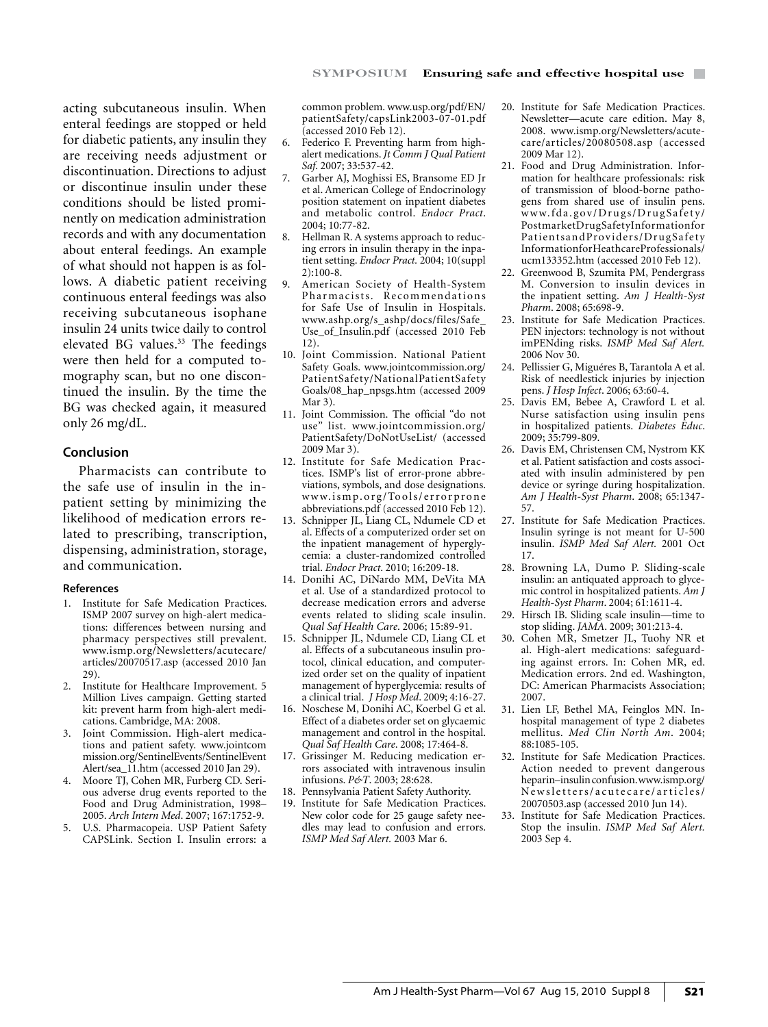acting subcutaneous insulin. When enteral feedings are stopped or held for diabetic patients, any insulin they are receiving needs adjustment or discontinuation. Directions to adjust or discontinue insulin under these conditions should be listed prominently on medication administration records and with any documentation about enteral feedings. An example of what should not happen is as follows. A diabetic patient receiving continuous enteral feedings was also receiving subcutaneous isophane insulin 24 units twice daily to control elevated BG values.[33] The feedings were then held for a computed tomography scan, but no one discontinued the insulin. By the time the BG was checked again, it measured only 26 mg/dL.

## Conclusion

Pharmacists can contribute to the safe use of insulin in the inpatient setting by minimizing the likelihood of medication errors related to prescribing, transcription, dispensing, administration, storage, and communication.

### References

1. Institute for Safe Medication Practices. ISMP 2007 survey on high-alert medications: differences between nursing and pharmacy perspectives still prevalent. www.ismp.org/Newsletters/acutecare/articles/20070517.asp (accessed 2010 Jan 29).
2. Institute for Healthcare Improvement. 5 Million Lives campaign. Getting started kit: prevent harm from high-alert medications. Cambridge, MA: 2008.
3. Joint Commission. High-alert medications and patient safety. www.jointcommission.org/SentinelEvents/SentinelEventAlert/sea_11.htm (accessed 2010 Jan 29).
4. Moore TJ, Cohen MR, Furberg CD. Serious adverse drug events reported to the Food and Drug Administration, 1998–2005. *Arch Intern Med*. 2007; 167:1752-9.
5. U.S. Pharmacopeia. USP Patient Safety CAPSLink. Section I. Insulin errors: a common problem. www.usp.org/pdf/EN/patientSafety/capsLink2003-07-01.pdf (accessed 2010 Feb 12).
6. Federico F. Preventing harm from high-alert medications. *Jt Comm J Qual Patient Saf*. 2007; 33:537-42.
7. Garber AJ, Moghissi ES, Bransome ED Jr et al. American College of Endocrinology position statement on inpatient diabetes and metabolic control. *Endocr Pract*. 2004; 10:77-82.
8. Hellman R. A systems approach to reducing errors in insulin therapy in the inpatient setting. *Endocr Pract*. 2004; 10(suppl 2):100-8.
9. American Society of Health-System Pharmacists. Recommendations for Safe Use of Insulin in Hospitals. www.ashp.org/s_ashp/docs/files/Safe_Use_of_Insulin.pdf (accessed 2010 Feb 12).
10. Joint Commission. National Patient Safety Goals. www.jointcommission.org/PatientSafety/NationalPatientSafetyGoals/08_hap_npsgs.htm (accessed 2009 Mar 3).
11. Joint Commission. The official "do not use" list. www.jointcommission.org/PatientSafety/DoNotUseList/ (accessed 2009 Mar 3).
12. Institute for Safe Medication Practices. ISMP's list of error-prone abbreviations, symbols, and dose designations. www.ismp.org/Tools/errorproneabbreviations.pdf (accessed 2010 Feb 12).
13. Schnipper JL, Liang CL, Ndumele CD et al. Effects of a computerized order set on the inpatient management of hyperglycemia: a cluster-randomized controlled trial. *Endocr Pract*. 2010; 16:209-18.
14. Donihi AC, DiNardo MM, DeVita MA et al. Use of a standardized protocol to decrease medication errors and adverse events related to sliding scale insulin. *Qual Saf Health Care*. 2006; 15:89-91.
15. Schnipper JL, Ndumele CD, Liang CL et al. Effects of a subcutaneous insulin protocol, clinical education, and computerized order set on the quality of inpatient management of hyperglycemia: results of a clinical trial. *J Hosp Med*. 2009; 4:16-27.
16. Noschese M, Donihi AC, Koerbel G et al. Effect of a diabetes order set on glycaemic management and control in the hospital. *Qual Saf Health Care*. 2008; 17:464-8.
17. Grissinger M. Reducing medication errors associated with intravenous insulin infusions. *P&T*. 2003; 28:628.
18. Pennsylvania Patient Safety Authority.
19. Institute for Safe Medication Practices. New color code for 25 gauge safety needles may lead to confusion and errors. *ISMP Med Saf Alert*. 2003 Mar 6.
20. Institute for Safe Medication Practices. Newsletter—acute care edition. May 8, 2008. www.ismp.org/Newsletters/acutecare/articles/20080508.asp (accessed 2009 Mar 12).
21. Food and Drug Administration. Information for healthcare professionals: risk of transmission of blood-borne pathogens from shared use of insulin pens. www.fda.gov/Drugs/DrugSafety/PostmarketDrugSafetyInformationforPatientsandProviders/DrugSafetyInformationforHeathcareProfessionals/ucm133352.htm (accessed 2010 Feb 12).
22. Greenwood B, Szumita PM, Pendergrass M. Conversion to insulin devices in the inpatient setting. *Am J Health-Syst Pharm*. 2008; 65:698-9.
23. Institute for Safe Medication Practices. PEN injectors: technology is not without imPENding risks. *ISMP Med Saf Alert*. 2006 Nov 30.
24. Pellissier G, Miguéres B, Tarantola A et al. Risk of needlestick injuries by injection pens. *J Hosp Infect*. 2006; 63:60-4.
25. Davis EM, Bebee A, Crawford L et al. Nurse satisfaction using insulin pens in hospitalized patients. *Diabetes Educ*. 2009; 35:799-809.
26. Davis EM, Christensen CM, Nystrom KK et al. Patient satisfaction and costs associated with insulin administered by pen device or syringe during hospitalization. *Am J Health-Syst Pharm*. 2008; 65:1347-57.
27. Institute for Safe Medication Practices. Insulin syringe is not meant for U-500 insulin. *ISMP Med Saf Alert*. 2001 Oct 17.
28. Browning LA, Dumo P. Sliding-scale insulin: an antiquated approach to glycemic control in hospitalized patients. *Am J Health-Syst Pharm*. 2004; 61:1611-4.
29. Hirsch IB. Sliding scale insulin—time to stop sliding. *JAMA*. 2009; 301:213-4.
30. Cohen MR, Smetzer JL, Tuohy NR et al. High-alert medications: safeguarding against errors. In: Cohen MR, ed. Medication errors. 2nd ed. Washington, DC: American Pharmacists Association; 2007.
31. Lien LF, Bethel MA, Feinglos MN. In-hospital management of type 2 diabetes mellitus. *Med Clin North Am*. 2004; 88:1085-105.
32. Institute for Safe Medication Practices. Action needed to prevent dangerous heparin–insulin confusion. www.ismp.org/Newsletters/acutecare/articles/20070503.asp (accessed 2010 Jun 14).
33. Institute for Safe Medication Practices. Stop the insulin. *ISMP Med Saf Alert*. 2003 Sep 4.